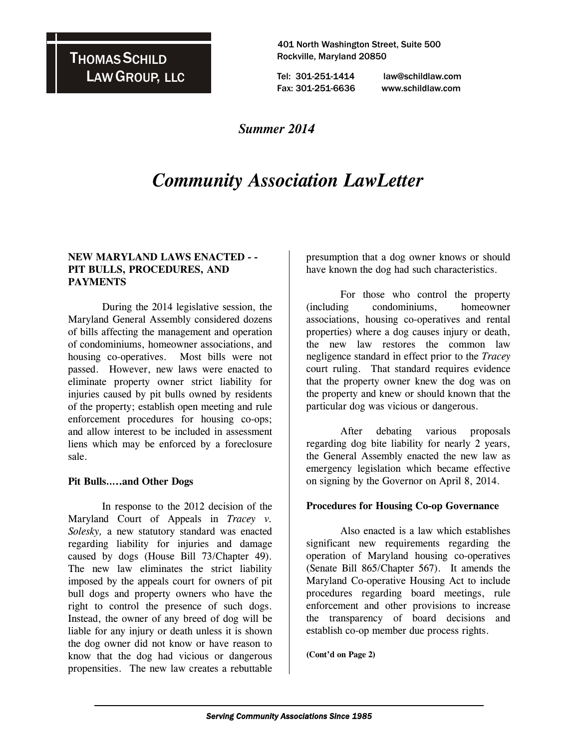**THOMAS SCHILD LAW GROUP, LLC**

401 North Washington Street, Suite 500
Rockville, Maryland 20850

Tel: 301-251-1414 law@schildlaw.com
Fax: 301-251-6636 www.schildlaw.com

*Summer 2014*

# *Community Association LawLetter*

## NEW MARYLAND LAWS ENACTED - - PIT BULLS, PROCEDURES, AND PAYMENTS

During the 2014 legislative session, the Maryland General Assembly considered dozens of bills affecting the management and operation of condominiums, homeowner associations, and housing co-operatives. Most bills were not passed. However, new laws were enacted to eliminate property owner strict liability for injuries caused by pit bulls owned by residents of the property; establish open meeting and rule enforcement procedures for housing co-ops; and allow interest to be included in assessment liens which may be enforced by a foreclosure sale.

### Pit Bulls.….and Other Dogs

In response to the 2012 decision of the Maryland Court of Appeals in *Tracey v. Solesky,* a new statutory standard was enacted regarding liability for injuries and damage caused by dogs (House Bill 73/Chapter 49). The new law eliminates the strict liability imposed by the appeals court for owners of pit bull dogs and property owners who have the right to control the presence of such dogs. Instead, the owner of any breed of dog will be liable for any injury or death unless it is shown the dog owner did not know or have reason to know that the dog had vicious or dangerous propensities. The new law creates a rebuttable presumption that a dog owner knows or should have known the dog had such characteristics.

For those who control the property (including condominiums, homeowner associations, housing co-operatives and rental properties) where a dog causes injury or death, the new law restores the common law negligence standard in effect prior to the *Tracey* court ruling. That standard requires evidence that the property owner knew the dog was on the property and knew or should known that the particular dog was vicious or dangerous.

After debating various proposals regarding dog bite liability for nearly 2 years, the General Assembly enacted the new law as emergency legislation which became effective on signing by the Governor on April 8, 2014.

### Procedures for Housing Co-op Governance

Also enacted is a law which establishes significant new requirements regarding the operation of Maryland housing co-operatives (Senate Bill 865/Chapter 567). It amends the Maryland Co-operative Housing Act to include procedures regarding board meetings, rule enforcement and other provisions to increase the transparency of board decisions and establish co-op member due process rights.

**(Cont'd on Page 2)**

*Serving Community Associations Since 1985*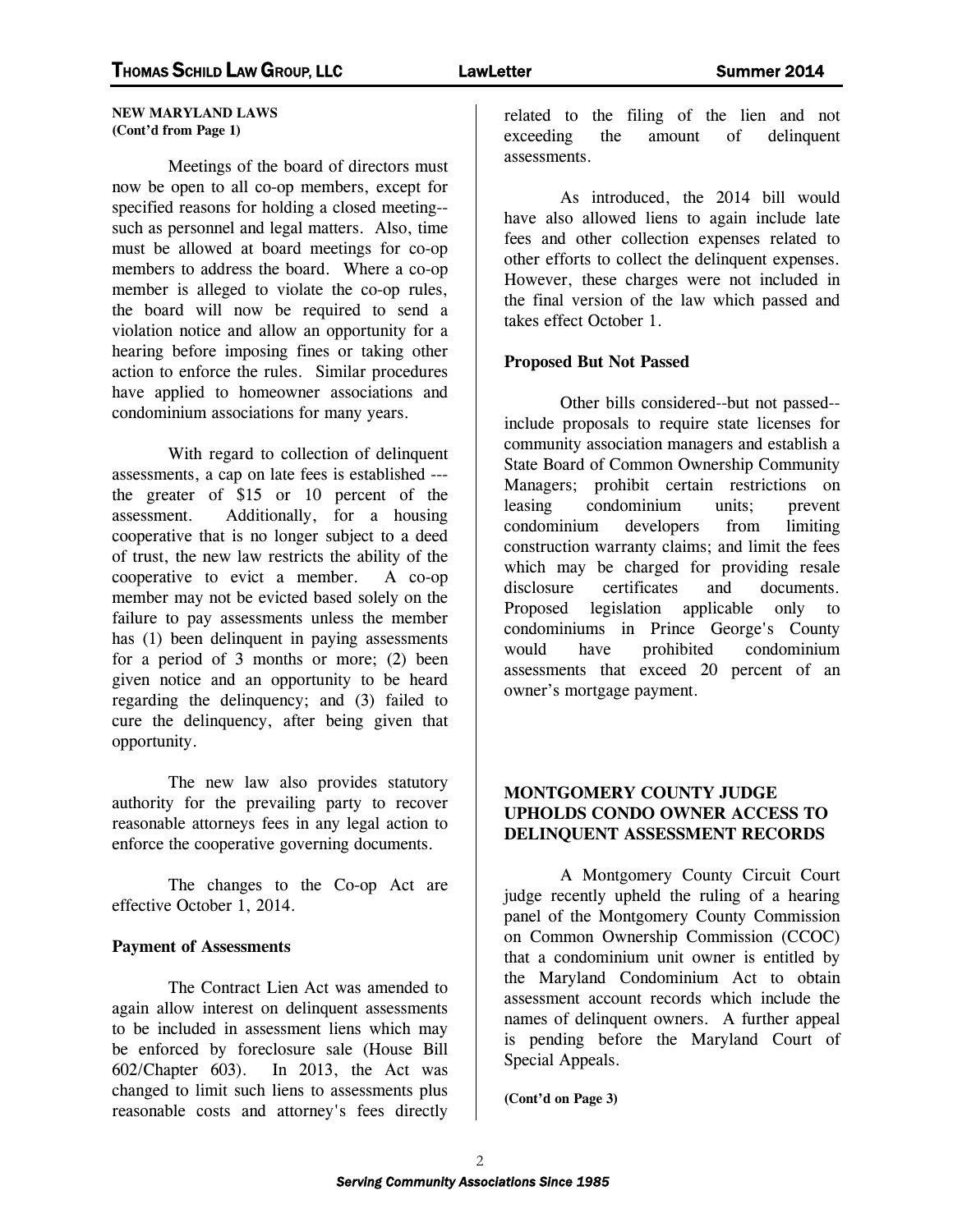**NEW MARYLAND LAWS**
**(Cont'd from Page 1)**

Meetings of the board of directors must now be open to all co-op members, except for specified reasons for holding a closed meeting--such as personnel and legal matters. Also, time must be allowed at board meetings for co-op members to address the board. Where a co-op member is alleged to violate the co-op rules, the board will now be required to send a violation notice and allow an opportunity for a hearing before imposing fines or taking other action to enforce the rules. Similar procedures have applied to homeowner associations and condominium associations for many years.

With regard to collection of delinquent assessments, a cap on late fees is established --- the greater of $15 or 10 percent of the assessment. Additionally, for a housing cooperative that is no longer subject to a deed of trust, the new law restricts the ability of the cooperative to evict a member. A co-op member may not be evicted based solely on the failure to pay assessments unless the member has (1) been delinquent in paying assessments for a period of 3 months or more; (2) been given notice and an opportunity to be heard regarding the delinquency; and (3) failed to cure the delinquency, after being given that opportunity.

The new law also provides statutory authority for the prevailing party to recover reasonable attorneys fees in any legal action to enforce the cooperative governing documents.

The changes to the Co-op Act are effective October 1, 2014.

**Payment of Assessments**

The Contract Lien Act was amended to again allow interest on delinquent assessments to be included in assessment liens which may be enforced by foreclosure sale (House Bill 602/Chapter 603). In 2013, the Act was changed to limit such liens to assessments plus reasonable costs and attorney's fees directly related to the filing of the lien and not exceeding the amount of delinquent assessments.

As introduced, the 2014 bill would have also allowed liens to again include late fees and other collection expenses related to other efforts to collect the delinquent expenses. However, these charges were not included in the final version of the law which passed and takes effect October 1.

**Proposed But Not Passed**

Other bills considered--but not passed--include proposals to require state licenses for community association managers and establish a State Board of Common Ownership Community Managers; prohibit certain restrictions on leasing condominium units; prevent condominium developers from limiting construction warranty claims; and limit the fees which may be charged for providing resale disclosure certificates and documents. Proposed legislation applicable only to condominiums in Prince George's County would have prohibited condominium assessments that exceed 20 percent of an owner's mortgage payment.

## MONTGOMERY COUNTY JUDGE UPHOLDS CONDO OWNER ACCESS TO DELINQUENT ASSESSMENT RECORDS

A Montgomery County Circuit Court judge recently upheld the ruling of a hearing panel of the Montgomery County Commission on Common Ownership Commission (CCOC) that a condominium unit owner is entitled by the Maryland Condominium Act to obtain assessment account records which include the names of delinquent owners. A further appeal is pending before the Maryland Court of Special Appeals.

**(Cont'd on Page 3)**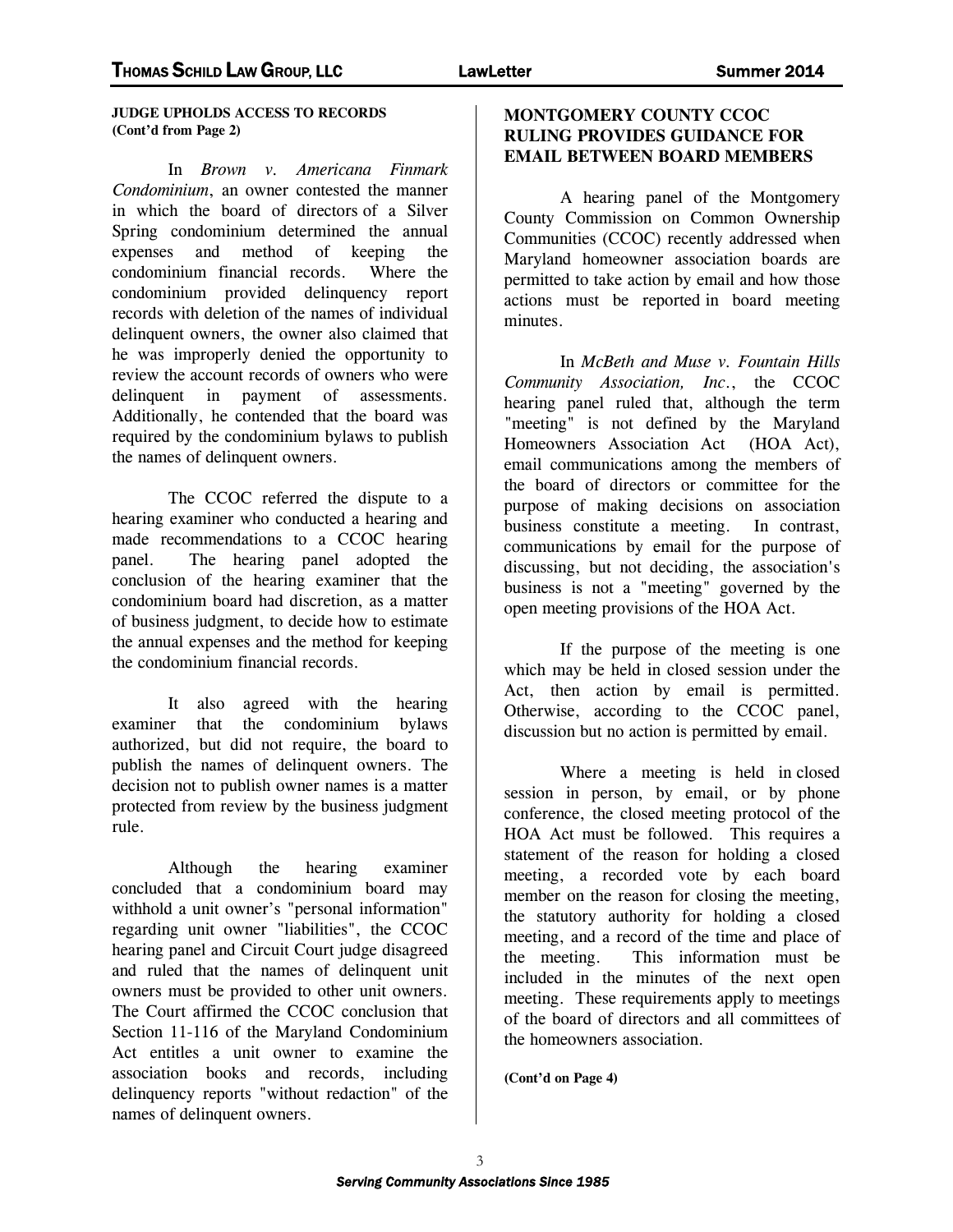**JUDGE UPHOLDS ACCESS TO RECORDS (Cont'd from Page 2)**

In *Brown v. Americana Finmark Condominium*, an owner contested the manner in which the board of directors of a Silver Spring condominium determined the annual expenses and method of keeping the condominium financial records. Where the condominium provided delinquency report records with deletion of the names of individual delinquent owners, the owner also claimed that he was improperly denied the opportunity to review the account records of owners who were delinquent in payment of assessments. Additionally, he contended that the board was required by the condominium bylaws to publish the names of delinquent owners.

The CCOC referred the dispute to a hearing examiner who conducted a hearing and made recommendations to a CCOC hearing panel. The hearing panel adopted the conclusion of the hearing examiner that the condominium board had discretion, as a matter of business judgment, to decide how to estimate the annual expenses and the method for keeping the condominium financial records.

It also agreed with the hearing examiner that the condominium bylaws authorized, but did not require, the board to publish the names of delinquent owners. The decision not to publish owner names is a matter protected from review by the business judgment rule.

Although the hearing examiner concluded that a condominium board may withhold a unit owner's "personal information" regarding unit owner "liabilities", the CCOC hearing panel and Circuit Court judge disagreed and ruled that the names of delinquent unit owners must be provided to other unit owners. The Court affirmed the CCOC conclusion that Section 11-116 of the Maryland Condominium Act entitles a unit owner to examine the association books and records, including delinquency reports "without redaction" of the names of delinquent owners.

## MONTGOMERY COUNTY CCOC RULING PROVIDES GUIDANCE FOR EMAIL BETWEEN BOARD MEMBERS

A hearing panel of the Montgomery County Commission on Common Ownership Communities (CCOC) recently addressed when Maryland homeowner association boards are permitted to take action by email and how those actions must be reported in board meeting minutes.

In *McBeth and Muse v. Fountain Hills Community Association, Inc.*, the CCOC hearing panel ruled that, although the term "meeting" is not defined by the Maryland Homeowners Association Act (HOA Act), email communications among the members of the board of directors or committee for the purpose of making decisions on association business constitute a meeting. In contrast, communications by email for the purpose of discussing, but not deciding, the association's business is not a "meeting" governed by the open meeting provisions of the HOA Act.

If the purpose of the meeting is one which may be held in closed session under the Act, then action by email is permitted. Otherwise, according to the CCOC panel, discussion but no action is permitted by email.

Where a meeting is held in closed session in person, by email, or by phone conference, the closed meeting protocol of the HOA Act must be followed. This requires a statement of the reason for holding a closed meeting, a recorded vote by each board member on the reason for closing the meeting, the statutory authority for holding a closed meeting, and a record of the time and place of the meeting. This information must be included in the minutes of the next open meeting. These requirements apply to meetings of the board of directors and all committees of the homeowners association.

**(Cont'd on Page 4)**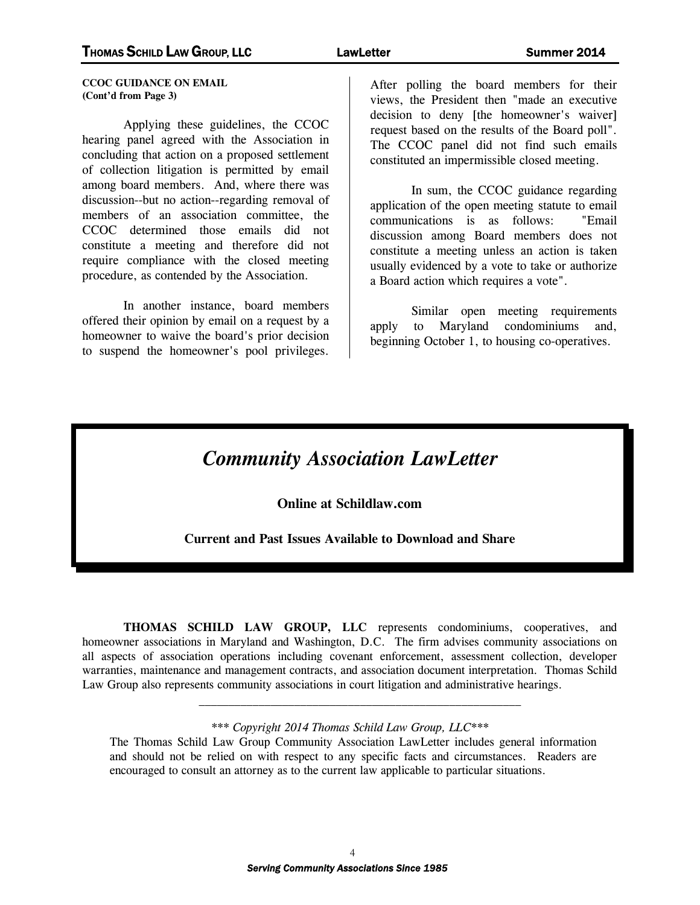**CCOC GUIDANCE ON EMAIL**
**(Cont'd from Page 3)**

Applying these guidelines, the CCOC hearing panel agreed with the Association in concluding that action on a proposed settlement of collection litigation is permitted by email among board members. And, where there was discussion--but no action--regarding removal of members of an association committee, the CCOC determined those emails did not constitute a meeting and therefore did not require compliance with the closed meeting procedure, as contended by the Association.

In another instance, board members offered their opinion by email on a request by a homeowner to waive the board's prior decision to suspend the homeowner's pool privileges. After polling the board members for their views, the President then "made an executive decision to deny [the homeowner's waiver] request based on the results of the Board poll". The CCOC panel did not find such emails constituted an impermissible closed meeting.

In sum, the CCOC guidance regarding application of the open meeting statute to email communications is as follows: "Email discussion among Board members does not constitute a meeting unless an action is taken usually evidenced by a vote to take or authorize a Board action which requires a vote".

Similar open meeting requirements apply to Maryland condominiums and, beginning October 1, to housing co-operatives.

# *Community Association LawLetter*

**Online at Schildlaw.com**

**Current and Past Issues Available to Download and Share**

**THOMAS SCHILD LAW GROUP, LLC** represents condominiums, cooperatives, and homeowner associations in Maryland and Washington, D.C. The firm advises community associations on all aspects of association operations including covenant enforcement, assessment collection, developer warranties, maintenance and management contracts, and association document interpretation. Thomas Schild Law Group also represents community associations in court litigation and administrative hearings.

---

**\*** *Copyright 2014 Thomas Schild Law Group, LLC*\*\*\*

The Thomas Schild Law Group Community Association LawLetter includes general information and should not be relied on with respect to any specific facts and circumstances. Readers are encouraged to consult an attorney as to the current law applicable to particular situations.

*Serving Community Associations Since 1985*